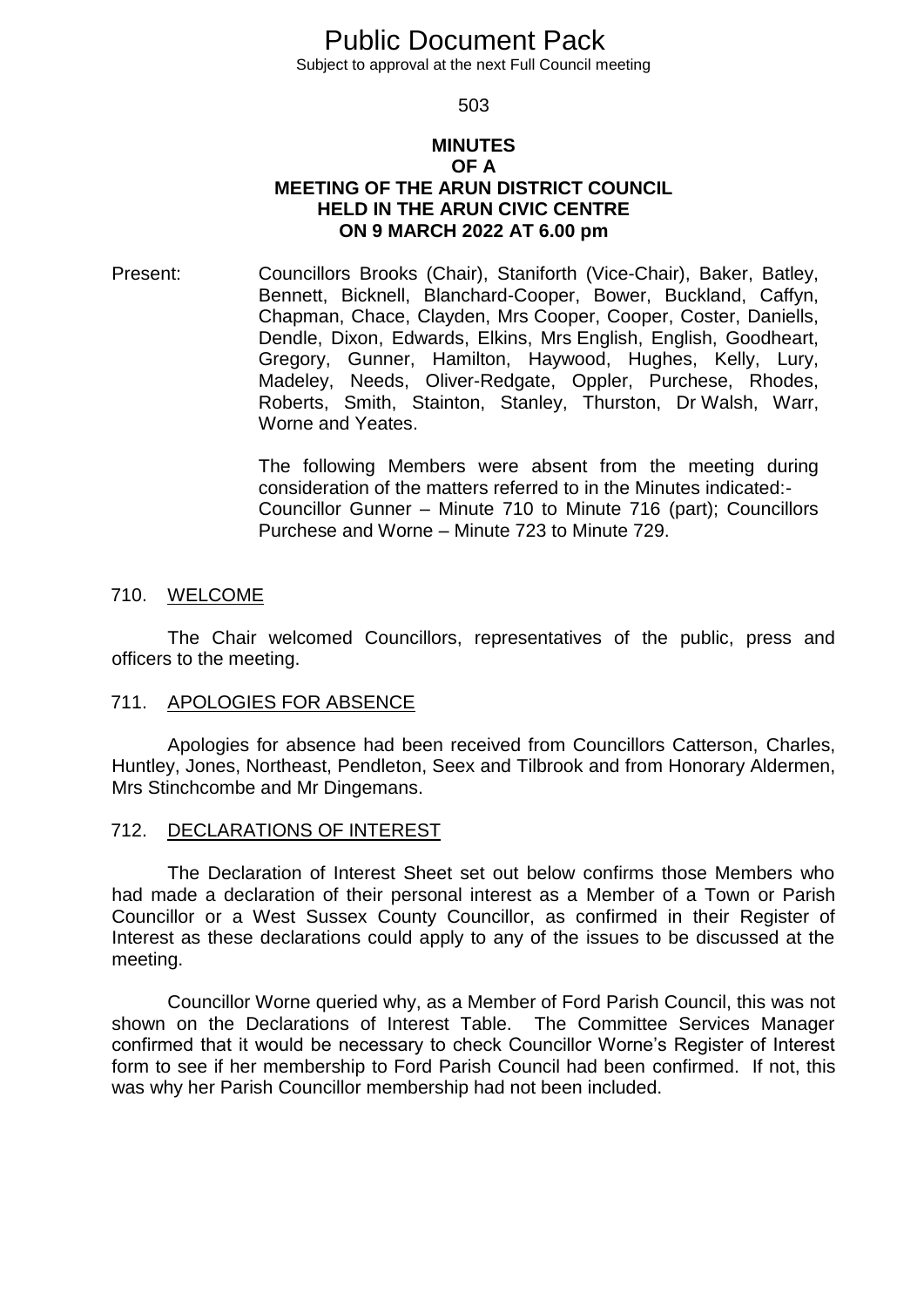# Public Document Pack

Subject to approval at the next Full Council meeting

## MINUTES OF A MEETING OF THE ARUN DISTRICT COUNCIL HELD IN THE ARUN CIVIC CENTRE ON 9 MARCH 2022 AT 6.00 pm

Present: Councillors Brooks (Chair), Staniforth (Vice-Chair), Baker, Batley, Bennett, Bicknell, Blanchard-Cooper, Bower, Buckland, Caffyn, Chapman, Chace, Clayden, Mrs Cooper, Cooper, Coster, Daniells, Dendle, Dixon, Edwards, Elkins, Mrs English, English, Goodheart, Gregory, Gunner, Hamilton, Haywood, Hughes, Kelly, Lury, Madeley, Needs, Oliver-Redgate, Oppler, Purchese, Rhodes, Roberts, Smith, Stainton, Stanley, Thurston, Dr Walsh, Warr, Worne and Yeates.

The following Members were absent from the meeting during consideration of the matters referred to in the Minutes indicated:- Councillor Gunner – Minute 710 to Minute 716 (part); Councillors Purchese and Worne – Minute 723 to Minute 729.

### 710. WELCOME

The Chair welcomed Councillors, representatives of the public, press and officers to the meeting.

### 711. APOLOGIES FOR ABSENCE

Apologies for absence had been received from Councillors Catterson, Charles, Huntley, Jones, Northeast, Pendleton, Seex and Tilbrook and from Honorary Aldermen, Mrs Stinchcombe and Mr Dingemans.

### 712. DECLARATIONS OF INTEREST

The Declaration of Interest Sheet set out below confirms those Members who had made a declaration of their personal interest as a Member of a Town or Parish Councillor or a West Sussex County Councillor, as confirmed in their Register of Interest as these declarations could apply to any of the issues to be discussed at the meeting.

Councillor Worne queried why, as a Member of Ford Parish Council, this was not shown on the Declarations of Interest Table. The Committee Services Manager confirmed that it would be necessary to check Councillor Worne's Register of Interest form to see if her membership to Ford Parish Council had been confirmed. If not, this was why her Parish Councillor membership had not been included.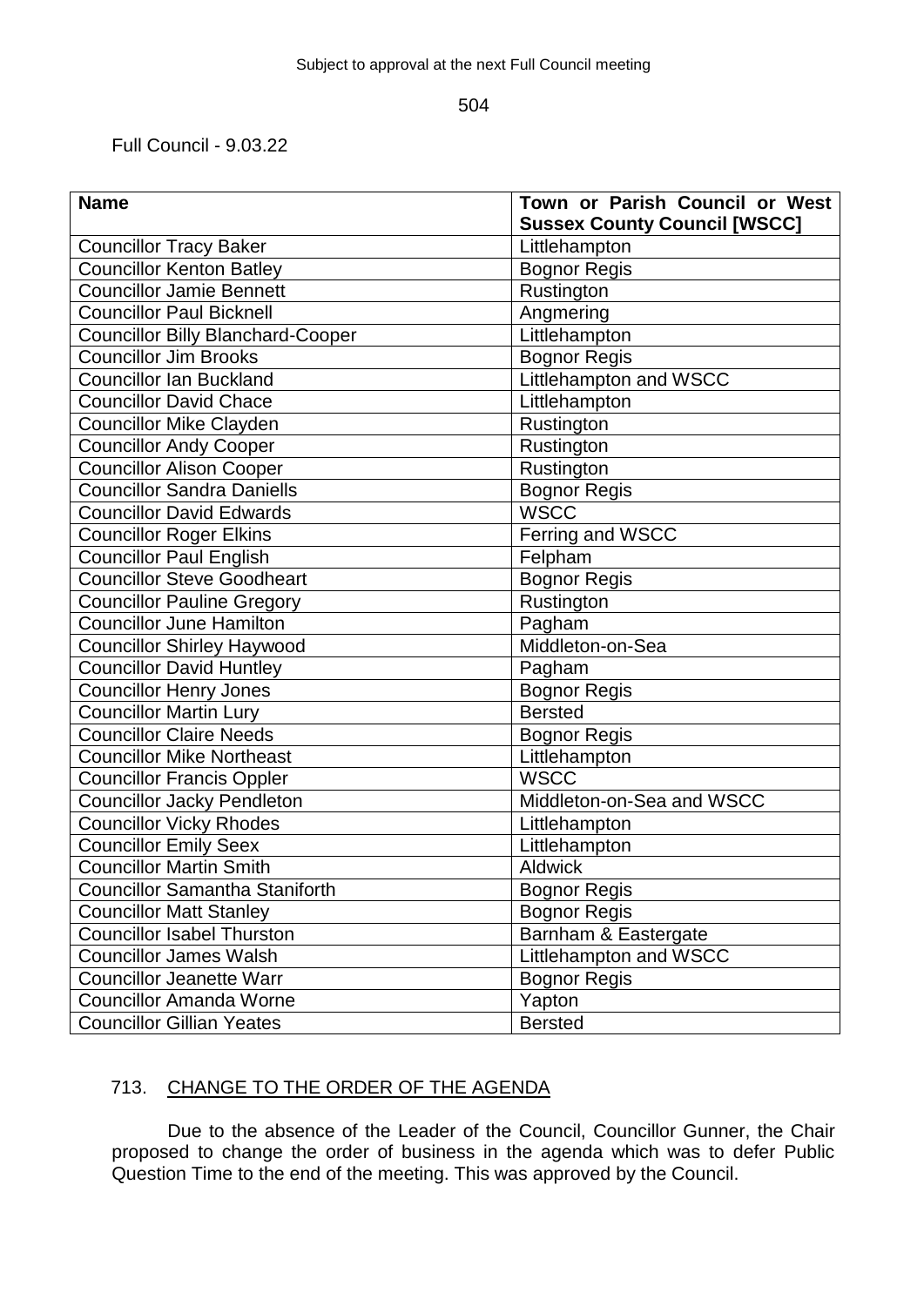Full Council - 9.03.22

| Name | Town or Parish Council or West Sussex County Council [WSCC] |
|---|---|
| Councillor Tracy Baker | Littlehampton |
| Councillor Kenton Batley | Bognor Regis |
| Councillor Jamie Bennett | Rustington |
| Councillor Paul Bicknell | Angmering |
| Councillor Billy Blanchard-Cooper | Littlehampton |
| Councillor Jim Brooks | Bognor Regis |
| Councillor Ian Buckland | Littlehampton and WSCC |
| Councillor David Chace | Littlehampton |
| Councillor Mike Clayden | Rustington |
| Councillor Andy Cooper | Rustington |
| Councillor Alison Cooper | Rustington |
| Councillor Sandra Daniells | Bognor Regis |
| Councillor David Edwards | WSCC |
| Councillor Roger Elkins | Ferring and WSCC |
| Councillor Paul English | Felpham |
| Councillor Steve Goodheart | Bognor Regis |
| Councillor Pauline Gregory | Rustington |
| Councillor June Hamilton | Pagham |
| Councillor Shirley Haywood | Middleton-on-Sea |
| Councillor David Huntley | Pagham |
| Councillor Henry Jones | Bognor Regis |
| Councillor Martin Lury | Bersted |
| Councillor Claire Needs | Bognor Regis |
| Councillor Mike Northeast | Littlehampton |
| Councillor Francis Oppler | WSCC |
| Councillor Jacky Pendleton | Middleton-on-Sea and WSCC |
| Councillor Vicky Rhodes | Littlehampton |
| Councillor Emily Seex | Littlehampton |
| Councillor Martin Smith | Aldwick |
| Councillor Samantha Staniforth | Bognor Regis |
| Councillor Matt Stanley | Bognor Regis |
| Councillor Isabel Thurston | Barnham & Eastergate |
| Councillor James Walsh | Littlehampton and WSCC |
| Councillor Jeanette Warr | Bognor Regis |
| Councillor Amanda Worne | Yapton |
| Councillor Gillian Yeates | Bersted |

713. CHANGE TO THE ORDER OF THE AGENDA

Due to the absence of the Leader of the Council, Councillor Gunner, the Chair proposed to change the order of business in the agenda which was to defer Public Question Time to the end of the meeting. This was approved by the Council.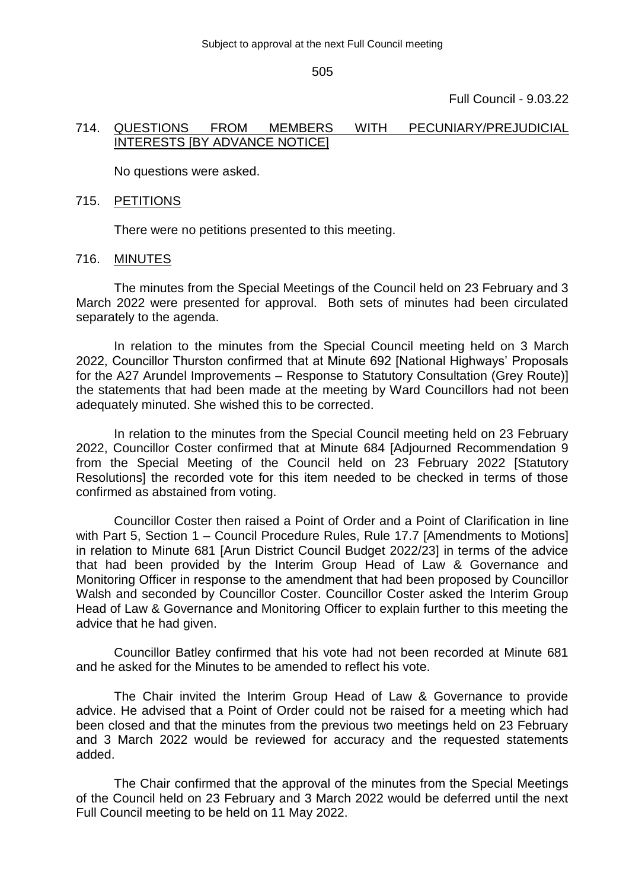## 714. QUESTIONS FROM MEMBERS WITH PECUNIARY/PREJUDICIAL INTERESTS [BY ADVANCE NOTICE]

No questions were asked.

## 715. PETITIONS

There were no petitions presented to this meeting.

## 716. MINUTES

The minutes from the Special Meetings of the Council held on 23 February and 3 March 2022 were presented for approval. Both sets of minutes had been circulated separately to the agenda.

In relation to the minutes from the Special Council meeting held on 3 March 2022, Councillor Thurston confirmed that at Minute 692 [National Highways' Proposals for the A27 Arundel Improvements – Response to Statutory Consultation (Grey Route)] the statements that had been made at the meeting by Ward Councillors had not been adequately minuted. She wished this to be corrected.

In relation to the minutes from the Special Council meeting held on 23 February 2022, Councillor Coster confirmed that at Minute 684 [Adjourned Recommendation 9 from the Special Meeting of the Council held on 23 February 2022 [Statutory Resolutions] the recorded vote for this item needed to be checked in terms of those confirmed as abstained from voting.

Councillor Coster then raised a Point of Order and a Point of Clarification in line with Part 5, Section 1 – Council Procedure Rules, Rule 17.7 [Amendments to Motions] in relation to Minute 681 [Arun District Council Budget 2022/23] in terms of the advice that had been provided by the Interim Group Head of Law & Governance and Monitoring Officer in response to the amendment that had been proposed by Councillor Walsh and seconded by Councillor Coster. Councillor Coster asked the Interim Group Head of Law & Governance and Monitoring Officer to explain further to this meeting the advice that he had given.

Councillor Batley confirmed that his vote had not been recorded at Minute 681 and he asked for the Minutes to be amended to reflect his vote.

The Chair invited the Interim Group Head of Law & Governance to provide advice. He advised that a Point of Order could not be raised for a meeting which had been closed and that the minutes from the previous two meetings held on 23 February and 3 March 2022 would be reviewed for accuracy and the requested statements added.

The Chair confirmed that the approval of the minutes from the Special Meetings of the Council held on 23 February and 3 March 2022 would be deferred until the next Full Council meeting to be held on 11 May 2022.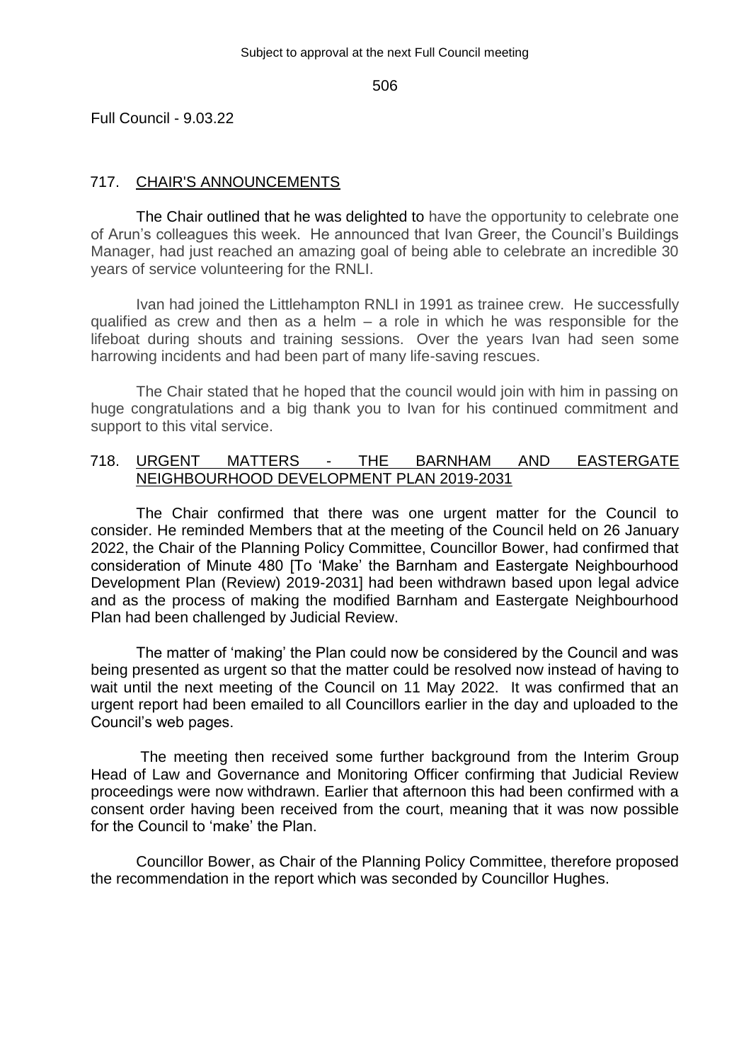Full Council - 9.03.22

## 717. CHAIR'S ANNOUNCEMENTS

The Chair outlined that he was delighted to have the opportunity to celebrate one of Arun's colleagues this week. He announced that Ivan Greer, the Council's Buildings Manager, had just reached an amazing goal of being able to celebrate an incredible 30 years of service volunteering for the RNLI.

Ivan had joined the Littlehampton RNLI in 1991 as trainee crew. He successfully qualified as crew and then as a helm – a role in which he was responsible for the lifeboat during shouts and training sessions. Over the years Ivan had seen some harrowing incidents and had been part of many life-saving rescues.

The Chair stated that he hoped that the council would join with him in passing on huge congratulations and a big thank you to Ivan for his continued commitment and support to this vital service.

## 718. URGENT MATTERS - THE BARNHAM AND EASTERGATE NEIGHBOURHOOD DEVELOPMENT PLAN 2019-2031

The Chair confirmed that there was one urgent matter for the Council to consider. He reminded Members that at the meeting of the Council held on 26 January 2022, the Chair of the Planning Policy Committee, Councillor Bower, had confirmed that consideration of Minute 480 [To 'Make' the Barnham and Eastergate Neighbourhood Development Plan (Review) 2019-2031] had been withdrawn based upon legal advice and as the process of making the modified Barnham and Eastergate Neighbourhood Plan had been challenged by Judicial Review.

The matter of 'making' the Plan could now be considered by the Council and was being presented as urgent so that the matter could be resolved now instead of having to wait until the next meeting of the Council on 11 May 2022. It was confirmed that an urgent report had been emailed to all Councillors earlier in the day and uploaded to the Council's web pages.

The meeting then received some further background from the Interim Group Head of Law and Governance and Monitoring Officer confirming that Judicial Review proceedings were now withdrawn. Earlier that afternoon this had been confirmed with a consent order having been received from the court, meaning that it was now possible for the Council to 'make' the Plan.

Councillor Bower, as Chair of the Planning Policy Committee, therefore proposed the recommendation in the report which was seconded by Councillor Hughes.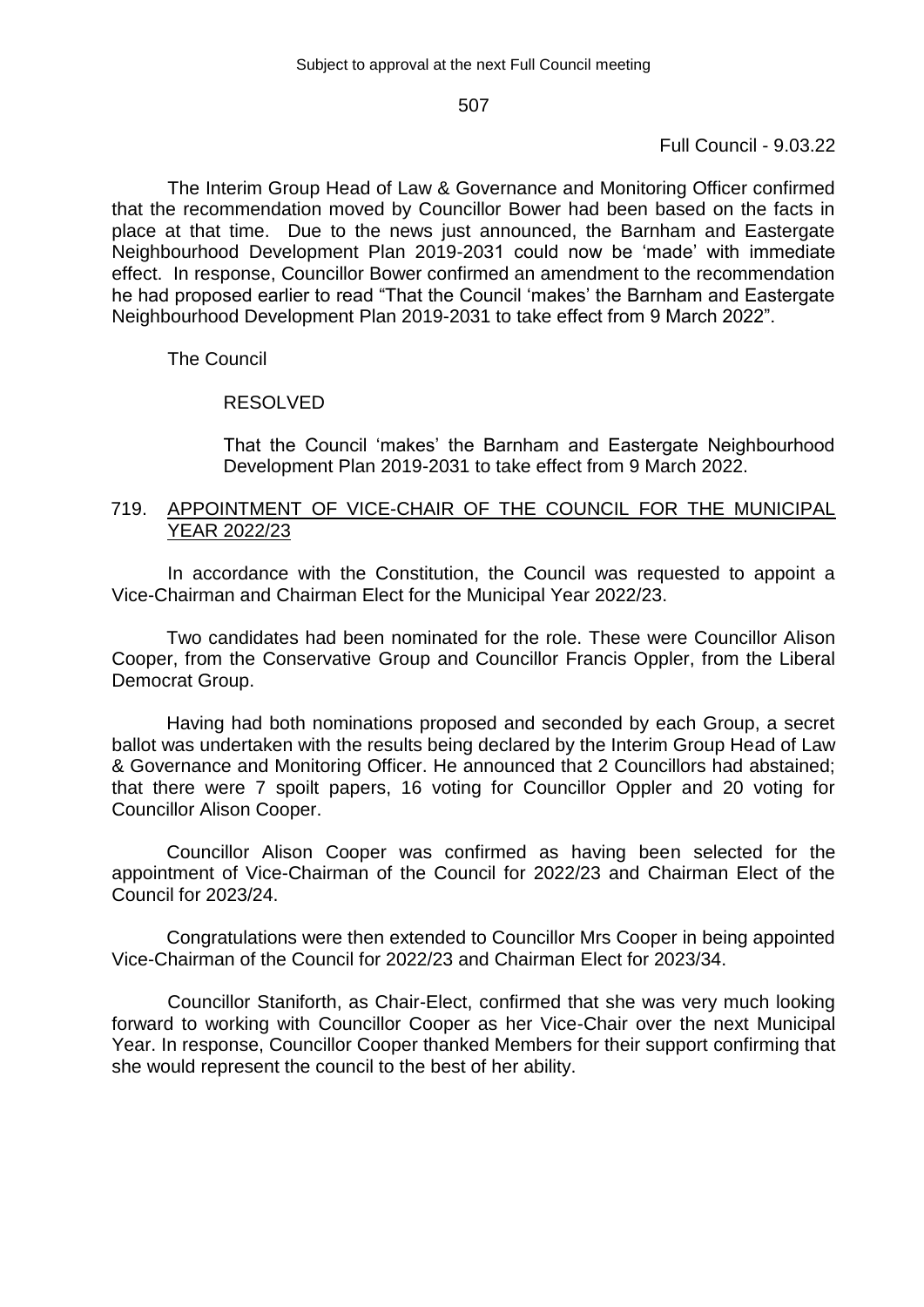The Interim Group Head of Law & Governance and Monitoring Officer confirmed that the recommendation moved by Councillor Bower had been based on the facts in place at that time. Due to the news just announced, the Barnham and Eastergate Neighbourhood Development Plan 2019-2031 could now be 'made' with immediate effect. In response, Councillor Bower confirmed an amendment to the recommendation he had proposed earlier to read "That the Council 'makes' the Barnham and Eastergate Neighbourhood Development Plan 2019-2031 to take effect from 9 March 2022".

The Council

RESOLVED

That the Council 'makes' the Barnham and Eastergate Neighbourhood Development Plan 2019-2031 to take effect from 9 March 2022.

## 719. APPOINTMENT OF VICE-CHAIR OF THE COUNCIL FOR THE MUNICIPAL YEAR 2022/23

In accordance with the Constitution, the Council was requested to appoint a Vice-Chairman and Chairman Elect for the Municipal Year 2022/23.

Two candidates had been nominated for the role. These were Councillor Alison Cooper, from the Conservative Group and Councillor Francis Oppler, from the Liberal Democrat Group.

Having had both nominations proposed and seconded by each Group, a secret ballot was undertaken with the results being declared by the Interim Group Head of Law & Governance and Monitoring Officer. He announced that 2 Councillors had abstained; that there were 7 spoilt papers, 16 voting for Councillor Oppler and 20 voting for Councillor Alison Cooper.

Councillor Alison Cooper was confirmed as having been selected for the appointment of Vice-Chairman of the Council for 2022/23 and Chairman Elect of the Council for 2023/24.

Congratulations were then extended to Councillor Mrs Cooper in being appointed Vice-Chairman of the Council for 2022/23 and Chairman Elect for 2023/34.

Councillor Staniforth, as Chair-Elect, confirmed that she was very much looking forward to working with Councillor Cooper as her Vice-Chair over the next Municipal Year. In response, Councillor Cooper thanked Members for their support confirming that she would represent the council to the best of her ability.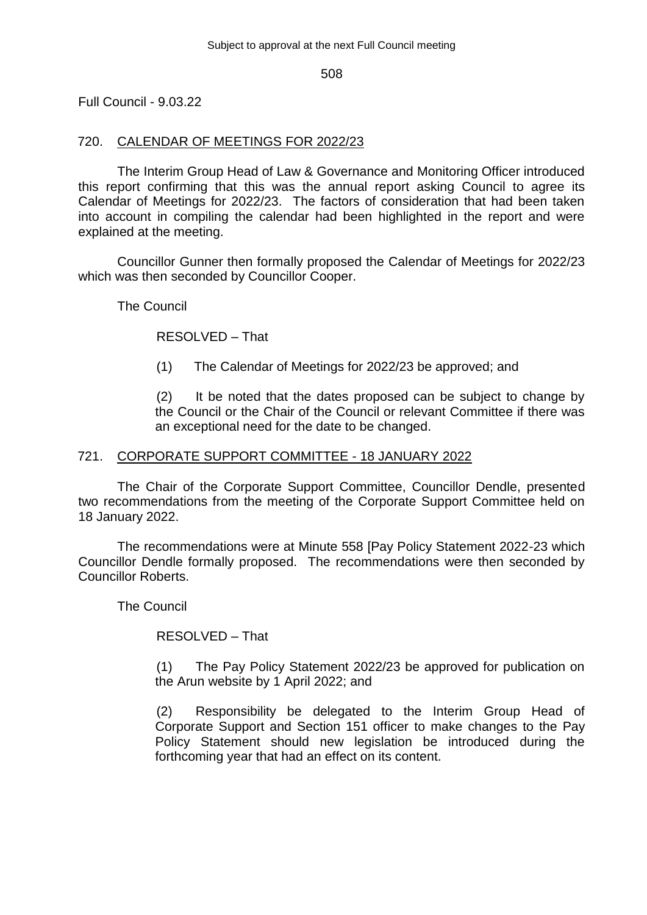Full Council - 9.03.22

## 720. CALENDAR OF MEETINGS FOR 2022/23

The Interim Group Head of Law & Governance and Monitoring Officer introduced this report confirming that this was the annual report asking Council to agree its Calendar of Meetings for 2022/23. The factors of consideration that had been taken into account in compiling the calendar had been highlighted in the report and were explained at the meeting.

Councillor Gunner then formally proposed the Calendar of Meetings for 2022/23 which was then seconded by Councillor Cooper.

The Council

RESOLVED – That

(1) The Calendar of Meetings for 2022/23 be approved; and

(2) It be noted that the dates proposed can be subject to change by the Council or the Chair of the Council or relevant Committee if there was an exceptional need for the date to be changed.

## 721. CORPORATE SUPPORT COMMITTEE - 18 JANUARY 2022

The Chair of the Corporate Support Committee, Councillor Dendle, presented two recommendations from the meeting of the Corporate Support Committee held on 18 January 2022.

The recommendations were at Minute 558 [Pay Policy Statement 2022-23 which Councillor Dendle formally proposed. The recommendations were then seconded by Councillor Roberts.

The Council

RESOLVED – That

(1) The Pay Policy Statement 2022/23 be approved for publication on the Arun website by 1 April 2022; and

(2) Responsibility be delegated to the Interim Group Head of Corporate Support and Section 151 officer to make changes to the Pay Policy Statement should new legislation be introduced during the forthcoming year that had an effect on its content.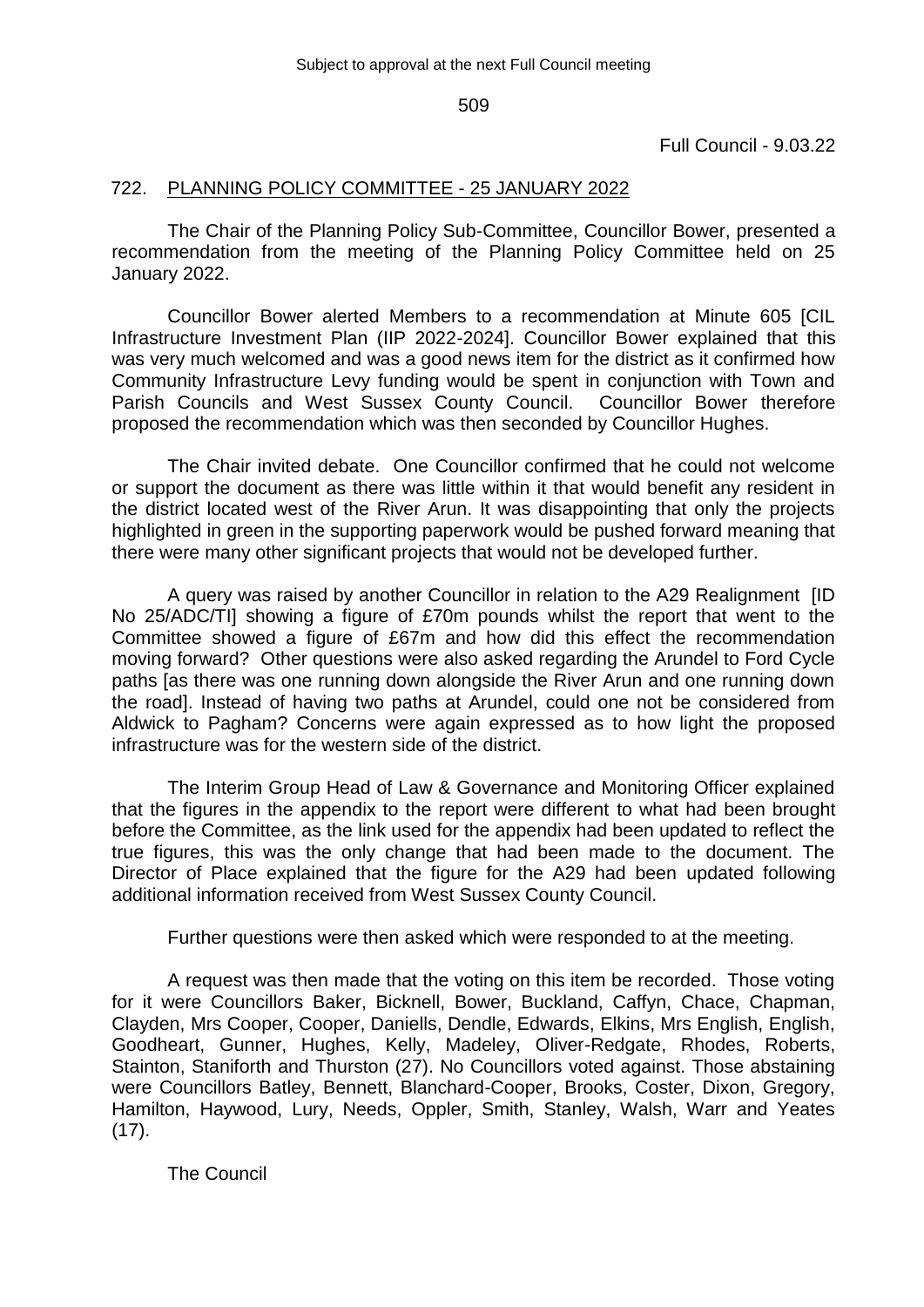## 722. PLANNING POLICY COMMITTEE - 25 JANUARY 2022

The Chair of the Planning Policy Sub-Committee, Councillor Bower, presented a recommendation from the meeting of the Planning Policy Committee held on 25 January 2022.

Councillor Bower alerted Members to a recommendation at Minute 605 [CIL Infrastructure Investment Plan (IIP 2022-2024]. Councillor Bower explained that this was very much welcomed and was a good news item for the district as it confirmed how Community Infrastructure Levy funding would be spent in conjunction with Town and Parish Councils and West Sussex County Council. Councillor Bower therefore proposed the recommendation which was then seconded by Councillor Hughes.

The Chair invited debate. One Councillor confirmed that he could not welcome or support the document as there was little within it that would benefit any resident in the district located west of the River Arun. It was disappointing that only the projects highlighted in green in the supporting paperwork would be pushed forward meaning that there were many other significant projects that would not be developed further.

A query was raised by another Councillor in relation to the A29 Realignment [ID No 25/ADC/TI] showing a figure of £70m pounds whilst the report that went to the Committee showed a figure of £67m and how did this effect the recommendation moving forward? Other questions were also asked regarding the Arundel to Ford Cycle paths [as there was one running down alongside the River Arun and one running down the road]. Instead of having two paths at Arundel, could one not be considered from Aldwick to Pagham? Concerns were again expressed as to how light the proposed infrastructure was for the western side of the district.

The Interim Group Head of Law & Governance and Monitoring Officer explained that the figures in the appendix to the report were different to what had been brought before the Committee, as the link used for the appendix had been updated to reflect the true figures, this was the only change that had been made to the document. The Director of Place explained that the figure for the A29 had been updated following additional information received from West Sussex County Council.

Further questions were then asked which were responded to at the meeting.

A request was then made that the voting on this item be recorded. Those voting for it were Councillors Baker, Bicknell, Bower, Buckland, Caffyn, Chace, Chapman, Clayden, Mrs Cooper, Cooper, Daniells, Dendle, Edwards, Elkins, Mrs English, English, Goodheart, Gunner, Hughes, Kelly, Madeley, Oliver-Redgate, Rhodes, Roberts, Stainton, Staniforth and Thurston (27). No Councillors voted against. Those abstaining were Councillors Batley, Bennett, Blanchard-Cooper, Brooks, Coster, Dixon, Gregory, Hamilton, Haywood, Lury, Needs, Oppler, Smith, Stanley, Walsh, Warr and Yeates (17).

The Council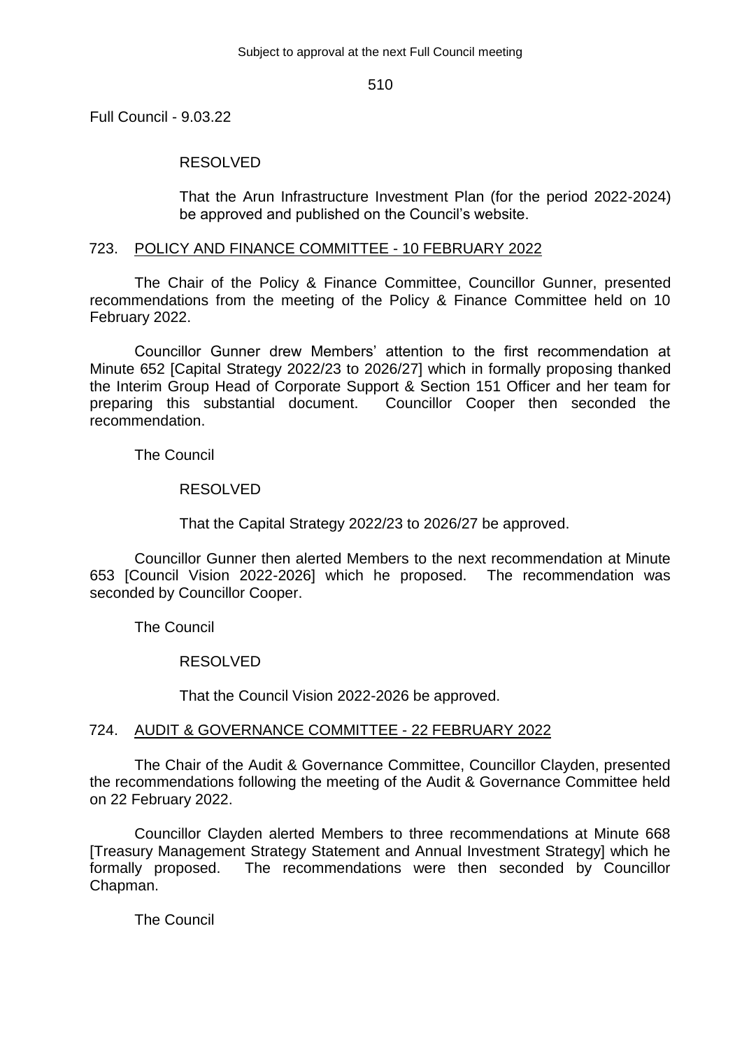RESOLVED

That the Arun Infrastructure Investment Plan (for the period 2022-2024) be approved and published on the Council's website.

## 723. POLICY AND FINANCE COMMITTEE - 10 FEBRUARY 2022

The Chair of the Policy & Finance Committee, Councillor Gunner, presented recommendations from the meeting of the Policy & Finance Committee held on 10 February 2022.

Councillor Gunner drew Members' attention to the first recommendation at Minute 652 [Capital Strategy 2022/23 to 2026/27] which in formally proposing thanked the Interim Group Head of Corporate Support & Section 151 Officer and her team for preparing this substantial document. Councillor Cooper then seconded the recommendation.

The Council

RESOLVED

That the Capital Strategy 2022/23 to 2026/27 be approved.

Councillor Gunner then alerted Members to the next recommendation at Minute 653 [Council Vision 2022-2026] which he proposed. The recommendation was seconded by Councillor Cooper.

The Council

RESOLVED

That the Council Vision 2022-2026 be approved.

## 724. AUDIT & GOVERNANCE COMMITTEE - 22 FEBRUARY 2022

The Chair of the Audit & Governance Committee, Councillor Clayden, presented the recommendations following the meeting of the Audit & Governance Committee held on 22 February 2022.

Councillor Clayden alerted Members to three recommendations at Minute 668 [Treasury Management Strategy Statement and Annual Investment Strategy] which he formally proposed. The recommendations were then seconded by Councillor Chapman.

The Council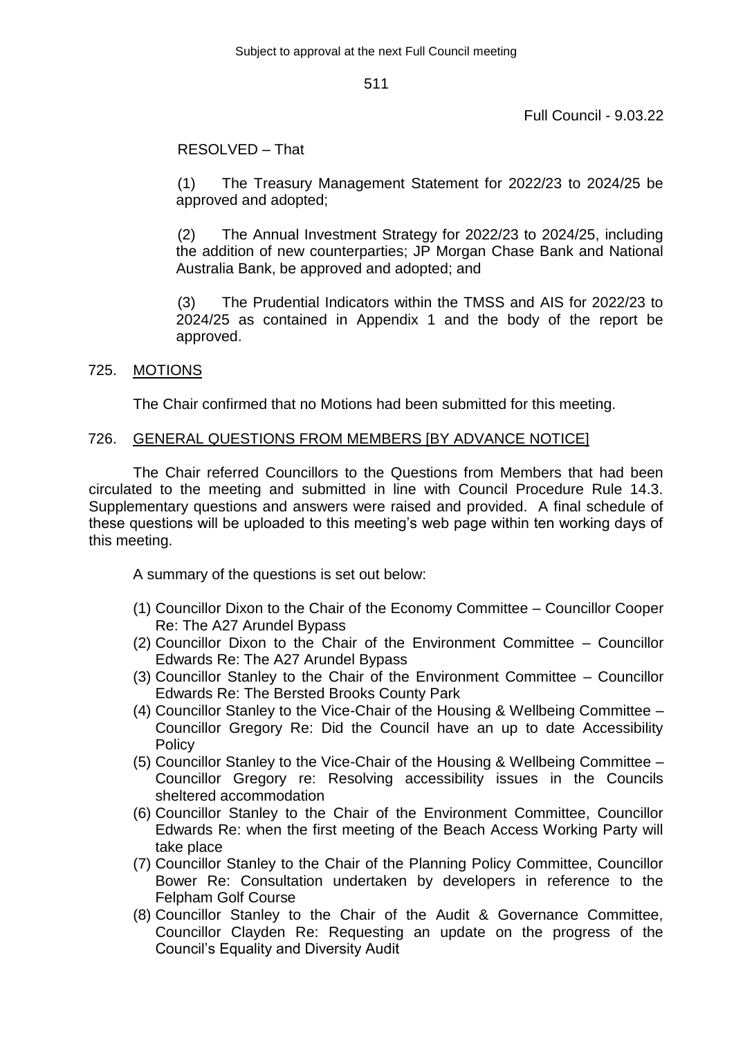RESOLVED – That

(1) The Treasury Management Statement for 2022/23 to 2024/25 be approved and adopted;

(2) The Annual Investment Strategy for 2022/23 to 2024/25, including the addition of new counterparties; JP Morgan Chase Bank and National Australia Bank, be approved and adopted; and

(3) The Prudential Indicators within the TMSS and AIS for 2022/23 to 2024/25 as contained in Appendix 1 and the body of the report be approved.

## 725. MOTIONS

The Chair confirmed that no Motions had been submitted for this meeting.

## 726. GENERAL QUESTIONS FROM MEMBERS [BY ADVANCE NOTICE]

The Chair referred Councillors to the Questions from Members that had been circulated to the meeting and submitted in line with Council Procedure Rule 14.3. Supplementary questions and answers were raised and provided. A final schedule of these questions will be uploaded to this meeting's web page within ten working days of this meeting.

A summary of the questions is set out below:

(1) Councillor Dixon to the Chair of the Economy Committee – Councillor Cooper Re: The A27 Arundel Bypass
(2) Councillor Dixon to the Chair of the Environment Committee – Councillor Edwards Re: The A27 Arundel Bypass
(3) Councillor Stanley to the Chair of the Environment Committee – Councillor Edwards Re: The Bersted Brooks County Park
(4) Councillor Stanley to the Vice-Chair of the Housing & Wellbeing Committee – Councillor Gregory Re: Did the Council have an up to date Accessibility Policy
(5) Councillor Stanley to the Vice-Chair of the Housing & Wellbeing Committee – Councillor Gregory re: Resolving accessibility issues in the Councils sheltered accommodation
(6) Councillor Stanley to the Chair of the Environment Committee, Councillor Edwards Re: when the first meeting of the Beach Access Working Party will take place
(7) Councillor Stanley to the Chair of the Planning Policy Committee, Councillor Bower Re: Consultation undertaken by developers in reference to the Felpham Golf Course
(8) Councillor Stanley to the Chair of the Audit & Governance Committee, Councillor Clayden Re: Requesting an update on the progress of the Council's Equality and Diversity Audit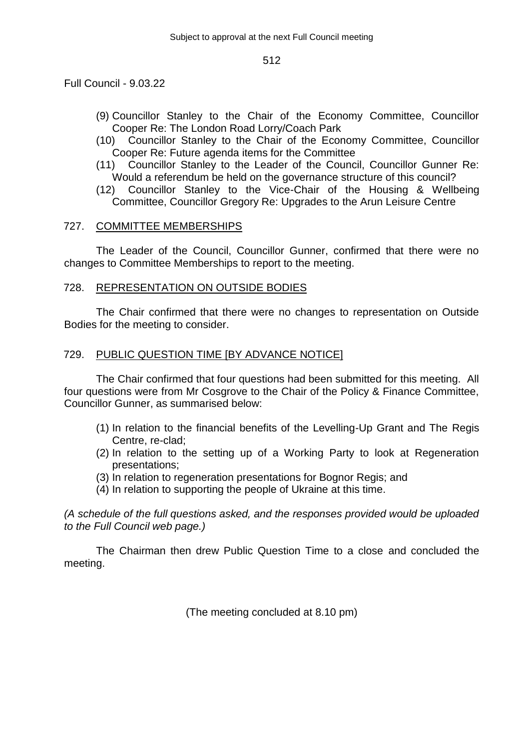(9) Councillor Stanley to the Chair of the Economy Committee, Councillor Cooper Re: The London Road Lorry/Coach Park
(10) Councillor Stanley to the Chair of the Economy Committee, Councillor Cooper Re: Future agenda items for the Committee
(11) Councillor Stanley to the Leader of the Council, Councillor Gunner Re: Would a referendum be held on the governance structure of this council?
(12) Councillor Stanley to the Vice-Chair of the Housing & Wellbeing Committee, Councillor Gregory Re: Upgrades to the Arun Leisure Centre

## 727. COMMITTEE MEMBERSHIPS

The Leader of the Council, Councillor Gunner, confirmed that there were no changes to Committee Memberships to report to the meeting.

## 728. REPRESENTATION ON OUTSIDE BODIES

The Chair confirmed that there were no changes to representation on Outside Bodies for the meeting to consider.

## 729. PUBLIC QUESTION TIME [BY ADVANCE NOTICE]

The Chair confirmed that four questions had been submitted for this meeting. All four questions were from Mr Cosgrove to the Chair of the Policy & Finance Committee, Councillor Gunner, as summarised below:

(1) In relation to the financial benefits of the Levelling-Up Grant and The Regis Centre, re-clad;
(2) In relation to the setting up of a Working Party to look at Regeneration presentations;
(3) In relation to regeneration presentations for Bognor Regis; and
(4) In relation to supporting the people of Ukraine at this time.

*(A schedule of the full questions asked, and the responses provided would be uploaded to the Full Council web page.)*

The Chairman then drew Public Question Time to a close and concluded the meeting.

(The meeting concluded at 8.10 pm)